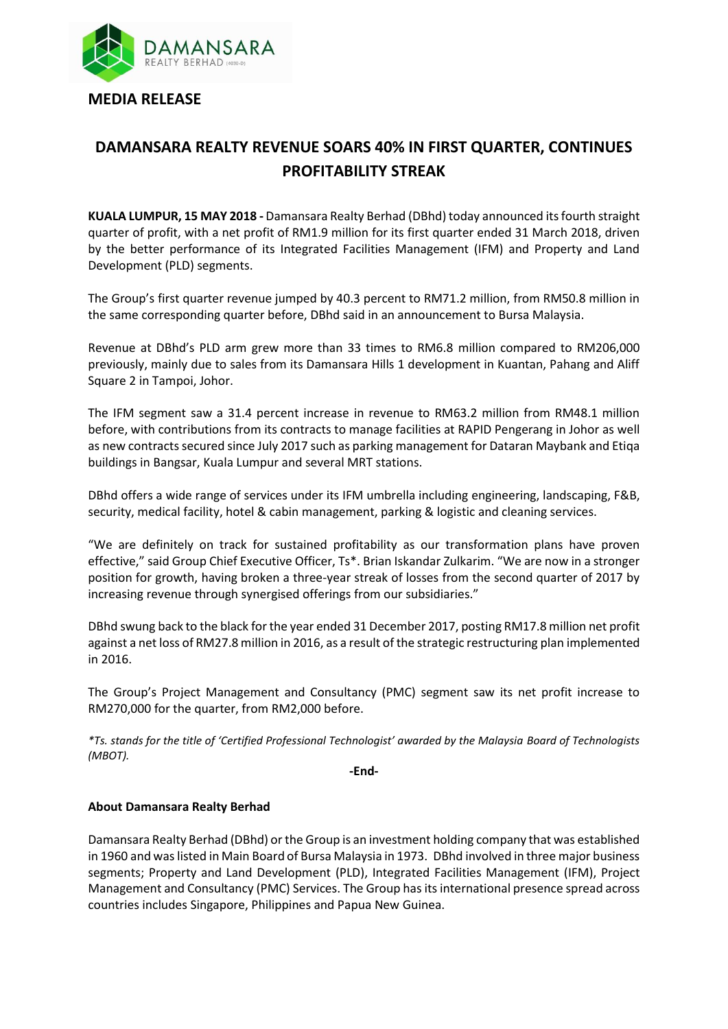DAMANSARA REALTY BERHAD (4030-D)

# MEDIA RELEASE

## DAMANSARA REALTY REVENUE SOARS 40% IN FIRST QUARTER, CONTINUES PROFITABILITY STREAK

**KUALA LUMPUR, 15 MAY 2018 -** Damansara Realty Berhad (DBhd) today announced its fourth straight quarter of profit, with a net profit of RM1.9 million for its first quarter ended 31 March 2018, driven by the better performance of its Integrated Facilities Management (IFM) and Property and Land Development (PLD) segments.

The Group's first quarter revenue jumped by 40.3 percent to RM71.2 million, from RM50.8 million in the same corresponding quarter before, DBhd said in an announcement to Bursa Malaysia.

Revenue at DBhd's PLD arm grew more than 33 times to RM6.8 million compared to RM206,000 previously, mainly due to sales from its Damansara Hills 1 development in Kuantan, Pahang and Aliff Square 2 in Tampoi, Johor.

The IFM segment saw a 31.4 percent increase in revenue to RM63.2 million from RM48.1 million before, with contributions from its contracts to manage facilities at RAPID Pengerang in Johor as well as new contracts secured since July 2017 such as parking management for Dataran Maybank and Etiqa buildings in Bangsar, Kuala Lumpur and several MRT stations.

DBhd offers a wide range of services under its IFM umbrella including engineering, landscaping, F&B, security, medical facility, hotel & cabin management, parking & logistic and cleaning services.

"We are definitely on track for sustained profitability as our transformation plans have proven effective," said Group Chief Executive Officer, Ts*. Brian Iskandar Zulkarim. "We are now in a stronger position for growth, having broken a three-year streak of losses from the second quarter of 2017 by increasing revenue through synergised offerings from our subsidiaries."

DBhd swung back to the black for the year ended 31 December 2017, posting RM17.8 million net profit against a net loss of RM27.8 million in 2016, as a result of the strategic restructuring plan implemented in 2016.

The Group's Project Management and Consultancy (PMC) segment saw its net profit increase to RM270,000 for the quarter, from RM2,000 before.

*\*Ts. stands for the title of 'Certified Professional Technologist' awarded by the Malaysia Board of Technologists (MBOT).*

**-End-**

### About Damansara Realty Berhad

Damansara Realty Berhad (DBhd) or the Group is an investment holding company that was established in 1960 and was listed in Main Board of Bursa Malaysia in 1973. DBhd involved in three major business segments; Property and Land Development (PLD), Integrated Facilities Management (IFM), Project Management and Consultancy (PMC) Services. The Group has its international presence spread across countries includes Singapore, Philippines and Papua New Guinea.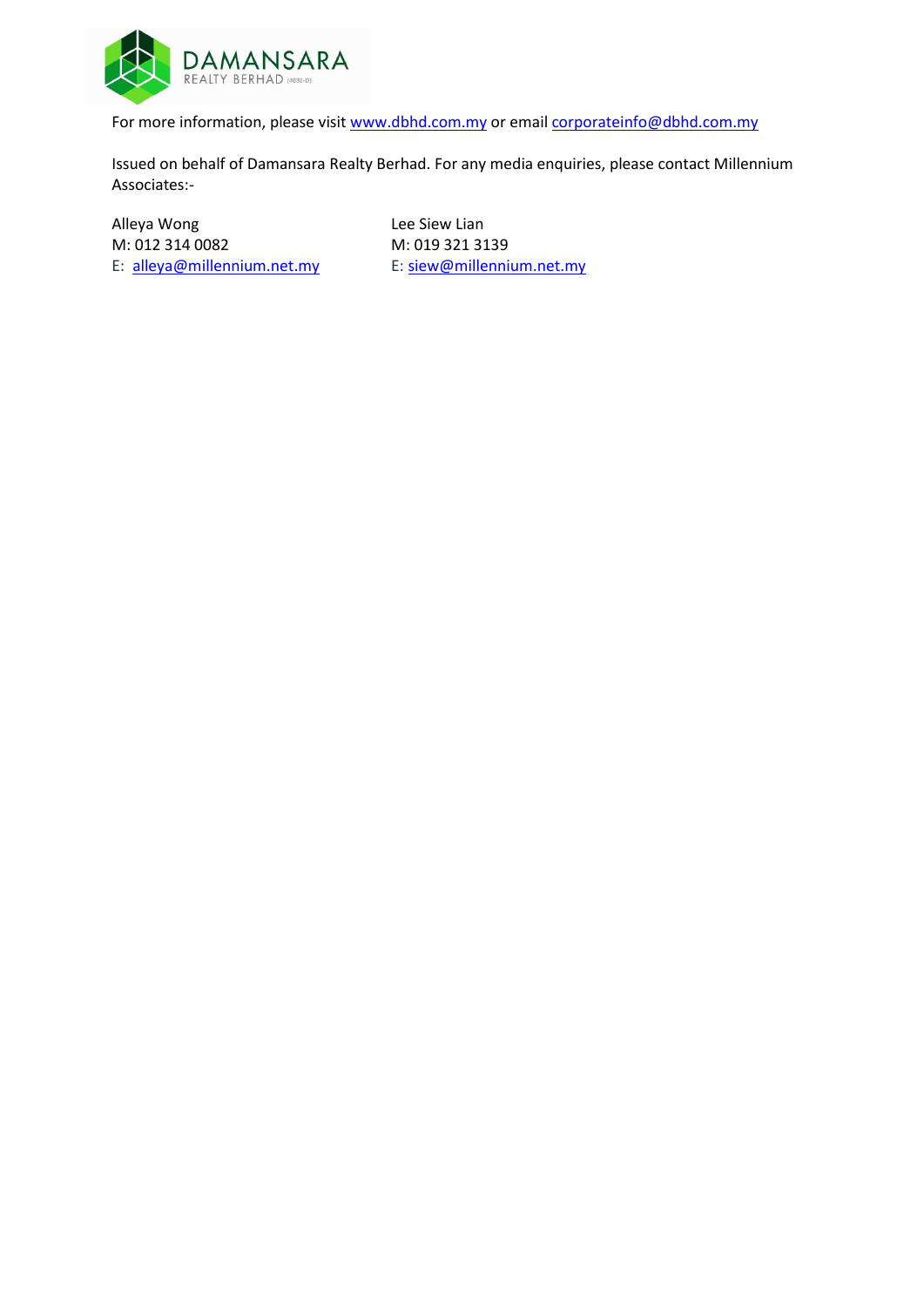For more information, please visit www.dbhd.com.my or email corporateinfo@dbhd.com.my

Issued on behalf of Damansara Realty Berhad. For any media enquiries, please contact Millennium Associates:-

Alleya Wong
M: 012 314 0082
E: alleya@millennium.net.my

Lee Siew Lian
M: 019 321 3139
E: siew@millennium.net.my